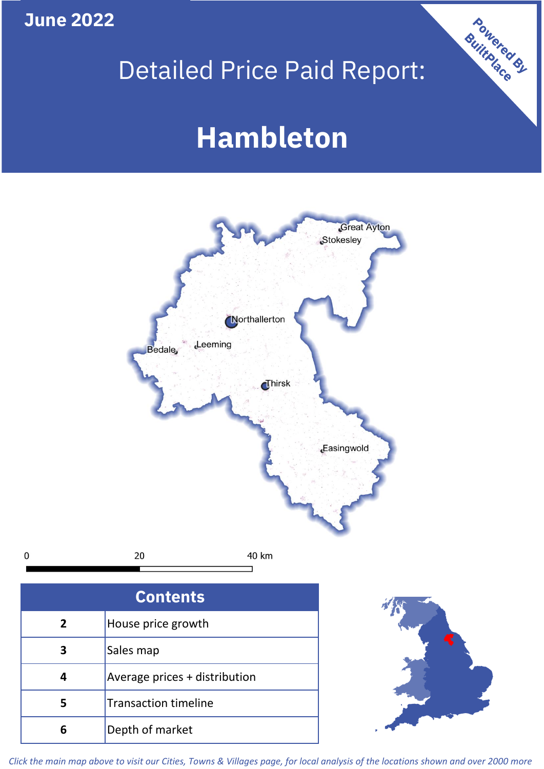June 2022

# Detailed Price Paid Report:

# Hambleton

Powered By BuiltPlace

Great Ayton
Stokesley
Northallerton
Leeming
Bedale
Thirsk
Easingwold

0 20 40 km

| Contents | |
|---|---|
| 2 | House price growth |
| 3 | Sales map |
| 4 | Average prices + distribution |
| 5 | Transaction timeline |
| 6 | Depth of market |

*Click the main map above to visit our Cities, Towns & Villages page, for local analysis of the locations shown and over 2000 more*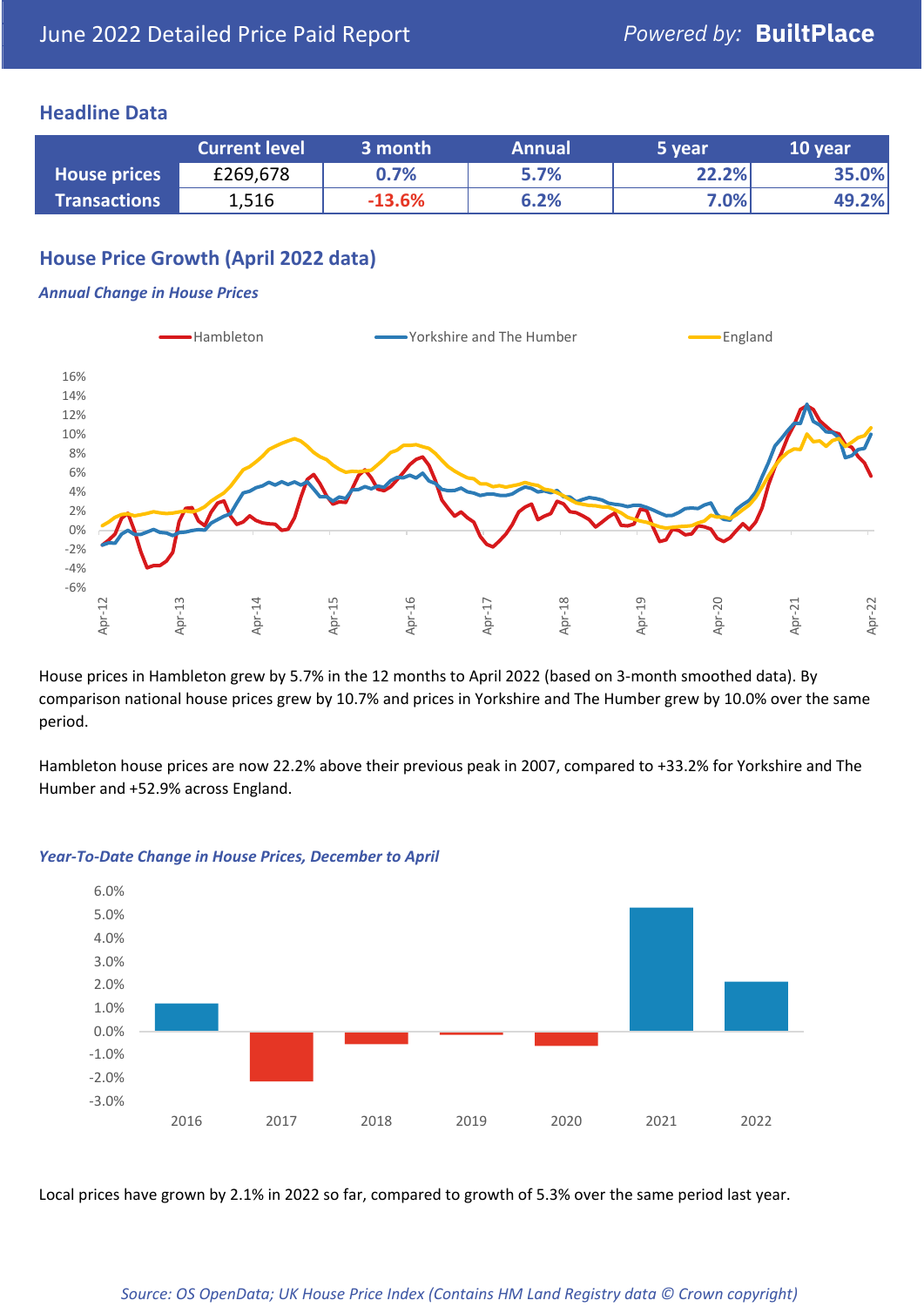# June 2022 Detailed Price Paid Report

Powered by: **BuiltPlace**

## Headline Data

| | Current level | 3 month | Annual | 5 year | 10 year |
|---|---|---|---|---|---|
| **House prices** | £269,678 | 0.7% | 5.7% | 22.2% | 35.0% |
| **Transactions** | 1,516 | -13.6% | 6.2% | 7.0% | 49.2% |

## House Price Growth (April 2022 data)

### *Annual Change in House Prices*

House prices in Hambleton grew by 5.7% in the 12 months to April 2022 (based on 3-month smoothed data). By comparison national house prices grew by 10.7% and prices in Yorkshire and The Humber grew by 10.0% over the same period.

Hambleton house prices are now 22.2% above their previous peak in 2007, compared to +33.2% for Yorkshire and The Humber and +52.9% across England.

### *Year-To-Date Change in House Prices, December to April*

Local prices have grown by 2.1% in 2022 so far, compared to growth of 5.3% over the same period last year.

*Source: OS OpenData; UK House Price Index (Contains HM Land Registry data © Crown copyright)*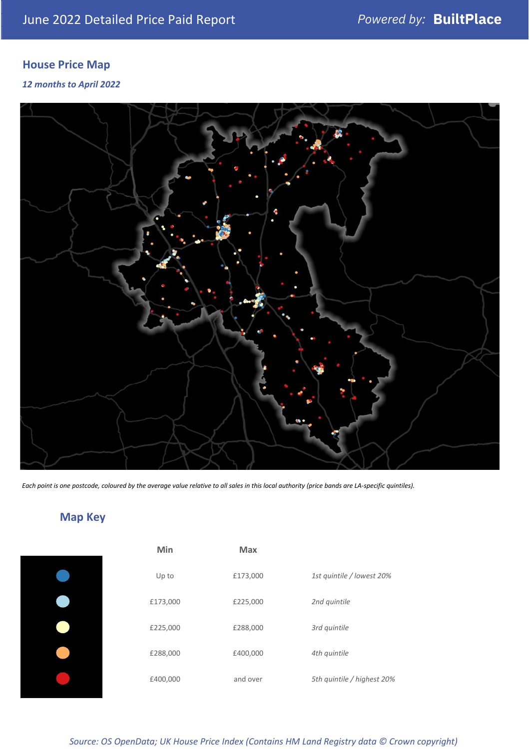June 2022 Detailed Price Paid Report

*Powered by:* **BuiltPlace**

## House Price Map

*12 months to April 2022*

*Each point is one postcode, coloured by the average value relative to all sales in this local authority (price bands are LA-specific quintiles).*

## Map Key

| | Min | Max | |
|---|---|---|---|
| Dark blue | Up to | £173,000 | *1st quintile / lowest 20%* |
| Light blue | £173,000 | £225,000 | *2nd quintile* |
| Pale yellow | £225,000 | £288,000 | *3rd quintile* |
| Orange | £288,000 | £400,000 | *4th quintile* |
| Red | £400,000 | and over | *5th quintile / highest 20%* |

*Source: OS OpenData; UK House Price Index (Contains HM Land Registry data © Crown copyright)*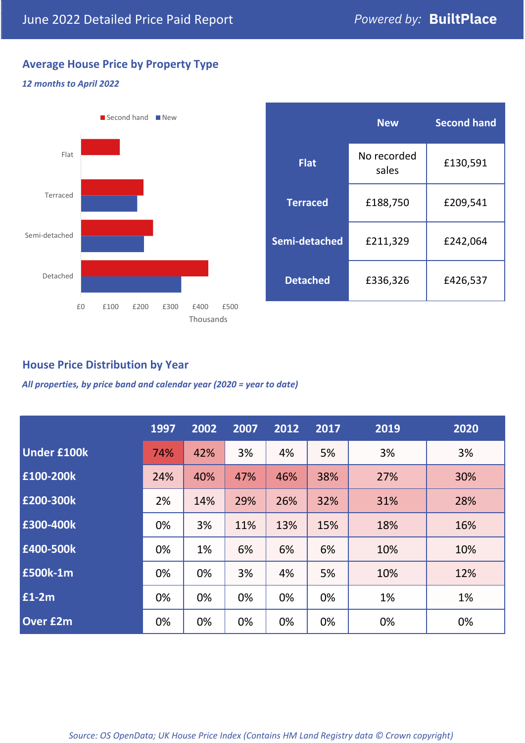June 2022 Detailed Price Paid Report — Powered by: **BuiltPlace**

## Average House Price by Property Type

*12 months to April 2022*

|  | New | Second hand |
|---|---|---|
| **Flat** | No recorded sales | £130,591 |
| **Terraced** | £188,750 | £209,541 |
| **Semi-detached** | £211,329 | £242,064 |
| **Detached** | £336,326 | £426,537 |

## House Price Distribution by Year

*All properties, by price band and calendar year (2020 = year to date)*

|  | 1997 | 2002 | 2007 | 2012 | 2017 | 2019 | 2020 |
|---|---|---|---|---|---|---|---|
| **Under £100k** | 74% | 42% | 3% | 4% | 5% | 3% | 3% |
| **£100-200k** | 24% | 40% | 47% | 46% | 38% | 27% | 30% |
| **£200-300k** | 2% | 14% | 29% | 26% | 32% | 31% | 28% |
| **£300-400k** | 0% | 3% | 11% | 13% | 15% | 18% | 16% |
| **£400-500k** | 0% | 1% | 6% | 6% | 6% | 10% | 10% |
| **£500k-1m** | 0% | 0% | 3% | 4% | 5% | 10% | 12% |
| **£1-2m** | 0% | 0% | 0% | 0% | 0% | 1% | 1% |
| **Over £2m** | 0% | 0% | 0% | 0% | 0% | 0% | 0% |

*Source: OS OpenData; UK House Price Index (Contains HM Land Registry data © Crown copyright)*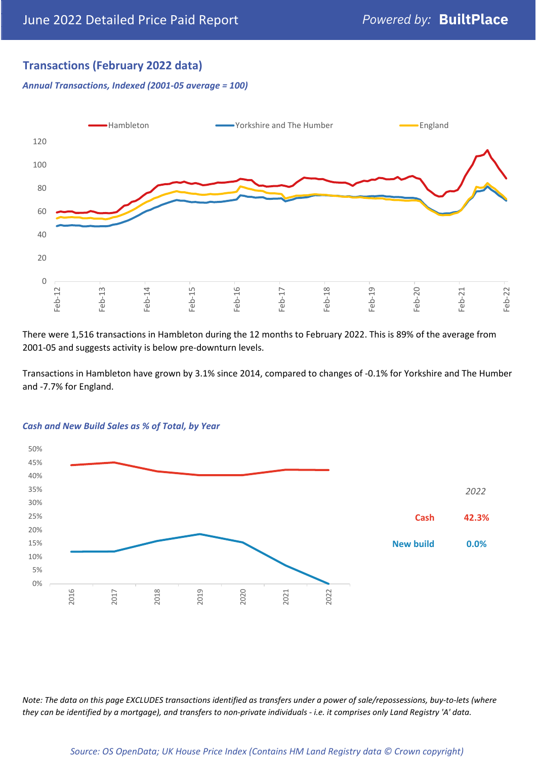## Transactions (February 2022 data)

*Annual Transactions, Indexed (2001-05 average = 100)*

There were 1,516 transactions in Hambleton during the 12 months to February 2022. This is 89% of the average from 2001-05 and suggests activity is below pre-downturn levels.

Transactions in Hambleton have grown by 3.1% since 2014, compared to changes of -0.1% for Yorkshire and The Humber and -7.7% for England.

*Cash and New Build Sales as % of Total, by Year*

| 2022 | |
|---|---|
| Cash | 42.3% |
| New build | 0.0% |

*Note: The data on this page EXCLUDES transactions identified as transfers under a power of sale/repossessions, buy-to-lets (where they can be identified by a mortgage), and transfers to non-private individuals - i.e. it comprises only Land Registry 'A' data.*

*Source: OS OpenData; UK House Price Index (Contains HM Land Registry data © Crown copyright)*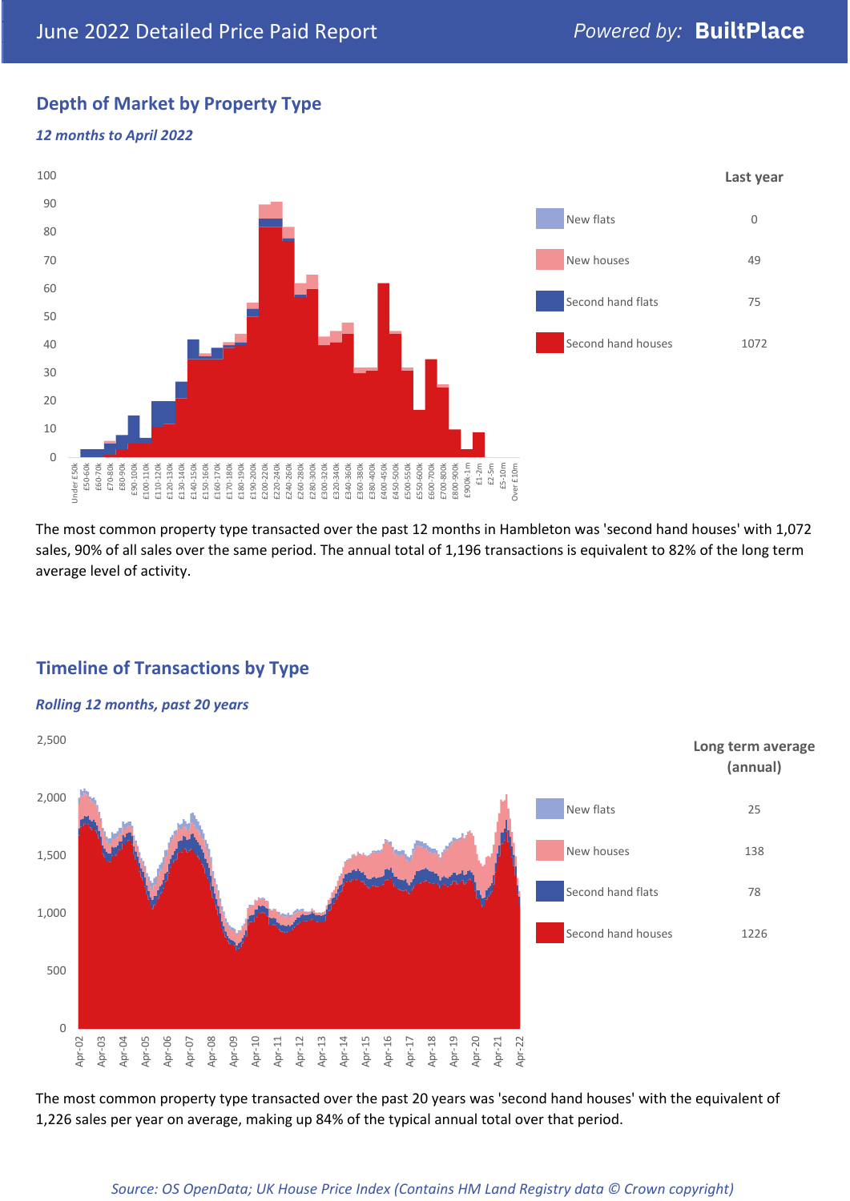June 2022 Detailed Price Paid Report

Powered by: **BuiltPlace**

## Depth of Market by Property Type

*12 months to April 2022*

100
90
80
70
60
50
40
30
20
10
0

Under £50k, £50-60k, £60-70k, £70-80k, £80-90k, £90-100k, £100-110k, £110-120k, £120-130k, £130-140k, £140-150k, £150-160k, £160-170k, £170-180k, £180-190k, £190-200k, £200-220k, £220-240k, £240-260k, £260-280k, £280-300k, £300-320k, £320-340k, £340-360k, £360-380k, £380-400k, £400-450k, £450-500k, £500-550k, £550-600k, £600-700k, £700-800k, £800-900k, £900k-1m, £1-2m, £2-5m, £5-10m, Over £10m

Last year

New flats 0
New houses 49
Second hand flats 75
Second hand houses 1072

The most common property type transacted over the past 12 months in Hambleton was 'second hand houses' with 1,072 sales, 90% of all sales over the same period. The annual total of 1,196 transactions is equivalent to 82% of the long term average level of activity.

## Timeline of Transactions by Type

*Rolling 12 months, past 20 years*

2,500
2,000
1,500
1,000
500
0

Apr-02, Apr-03, Apr-04, Apr-05, Apr-06, Apr-07, Apr-08, Apr-09, Apr-10, Apr-11, Apr-12, Apr-13, Apr-14, Apr-15, Apr-16, Apr-17, Apr-18, Apr-19, Apr-20, Apr-21, Apr-22

Long term average (annual)

New flats 25
New houses 138
Second hand flats 78
Second hand houses 1226

The most common property type transacted over the past 20 years was 'second hand houses' with the equivalent of 1,226 sales per year on average, making up 84% of the typical annual total over that period.

*Source: OS OpenData; UK House Price Index (Contains HM Land Registry data © Crown copyright)*